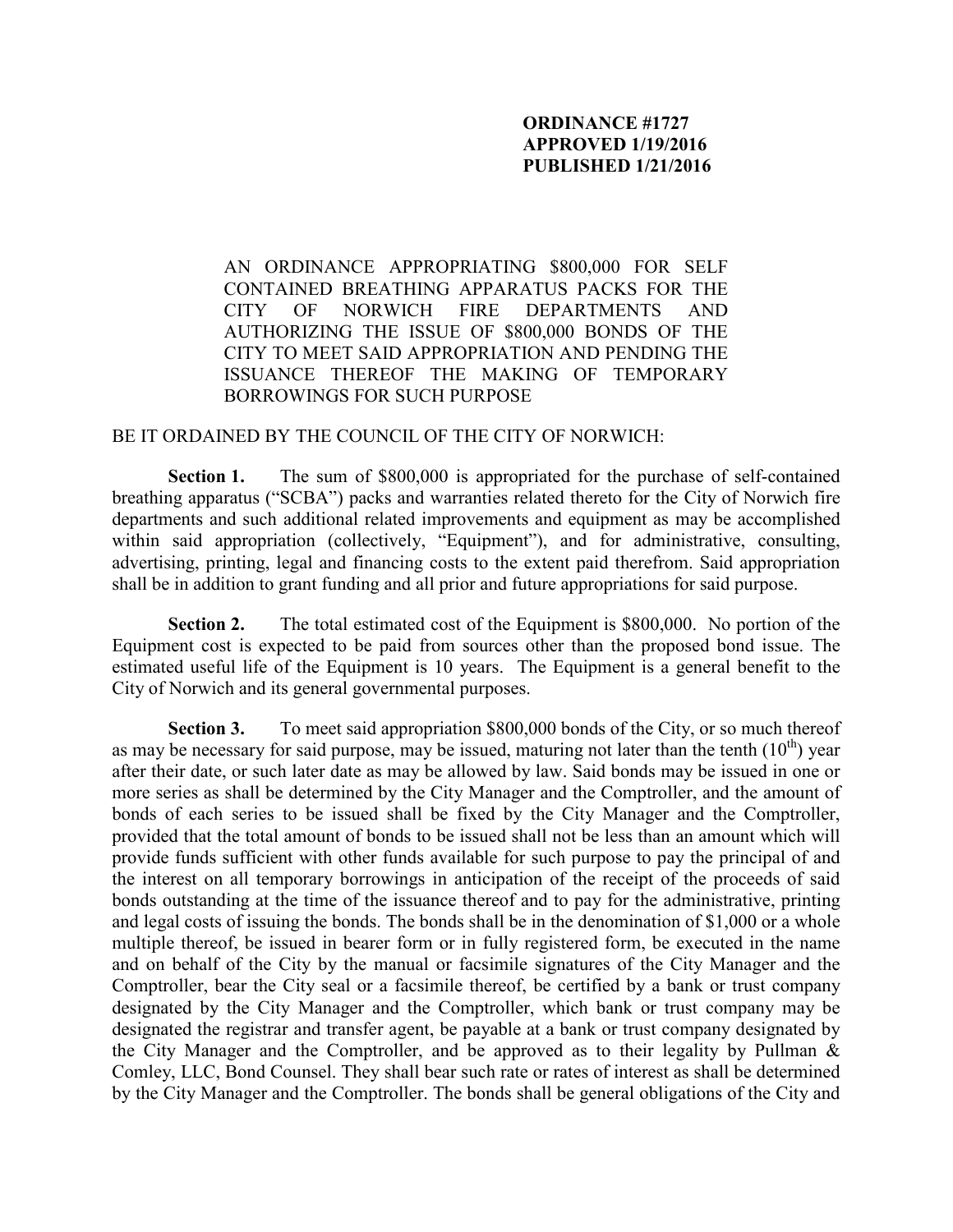**ORDINANCE #1727**
**APPROVED 1/19/2016**
**PUBLISHED 1/21/2016**

AN ORDINANCE APPROPRIATING $800,000 FOR SELF CONTAINED BREATHING APPARATUS PACKS FOR THE CITY OF NORWICH FIRE DEPARTMENTS AND AUTHORIZING THE ISSUE OF $800,000 BONDS OF THE CITY TO MEET SAID APPROPRIATION AND PENDING THE ISSUANCE THEREOF THE MAKING OF TEMPORARY BORROWINGS FOR SUCH PURPOSE

BE IT ORDAINED BY THE COUNCIL OF THE CITY OF NORWICH:

**Section 1.** The sum of $800,000 is appropriated for the purchase of self-contained breathing apparatus ("SCBA") packs and warranties related thereto for the City of Norwich fire departments and such additional related improvements and equipment as may be accomplished within said appropriation (collectively, "Equipment"), and for administrative, consulting, advertising, printing, legal and financing costs to the extent paid therefrom. Said appropriation shall be in addition to grant funding and all prior and future appropriations for said purpose.

**Section 2.** The total estimated cost of the Equipment is $800,000. No portion of the Equipment cost is expected to be paid from sources other than the proposed bond issue. The estimated useful life of the Equipment is 10 years. The Equipment is a general benefit to the City of Norwich and its general governmental purposes.

**Section 3.** To meet said appropriation $800,000 bonds of the City, or so much thereof as may be necessary for said purpose, may be issued, maturing not later than the tenth (10th) year after their date, or such later date as may be allowed by law. Said bonds may be issued in one or more series as shall be determined by the City Manager and the Comptroller, and the amount of bonds of each series to be issued shall be fixed by the City Manager and the Comptroller, provided that the total amount of bonds to be issued shall not be less than an amount which will provide funds sufficient with other funds available for such purpose to pay the principal of and the interest on all temporary borrowings in anticipation of the receipt of the proceeds of said bonds outstanding at the time of the issuance thereof and to pay for the administrative, printing and legal costs of issuing the bonds. The bonds shall be in the denomination of $1,000 or a whole multiple thereof, be issued in bearer form or in fully registered form, be executed in the name and on behalf of the City by the manual or facsimile signatures of the City Manager and the Comptroller, bear the City seal or a facsimile thereof, be certified by a bank or trust company designated by the City Manager and the Comptroller, which bank or trust company may be designated the registrar and transfer agent, be payable at a bank or trust company designated by the City Manager and the Comptroller, and be approved as to their legality by Pullman & Comley, LLC, Bond Counsel. They shall bear such rate or rates of interest as shall be determined by the City Manager and the Comptroller. The bonds shall be general obligations of the City and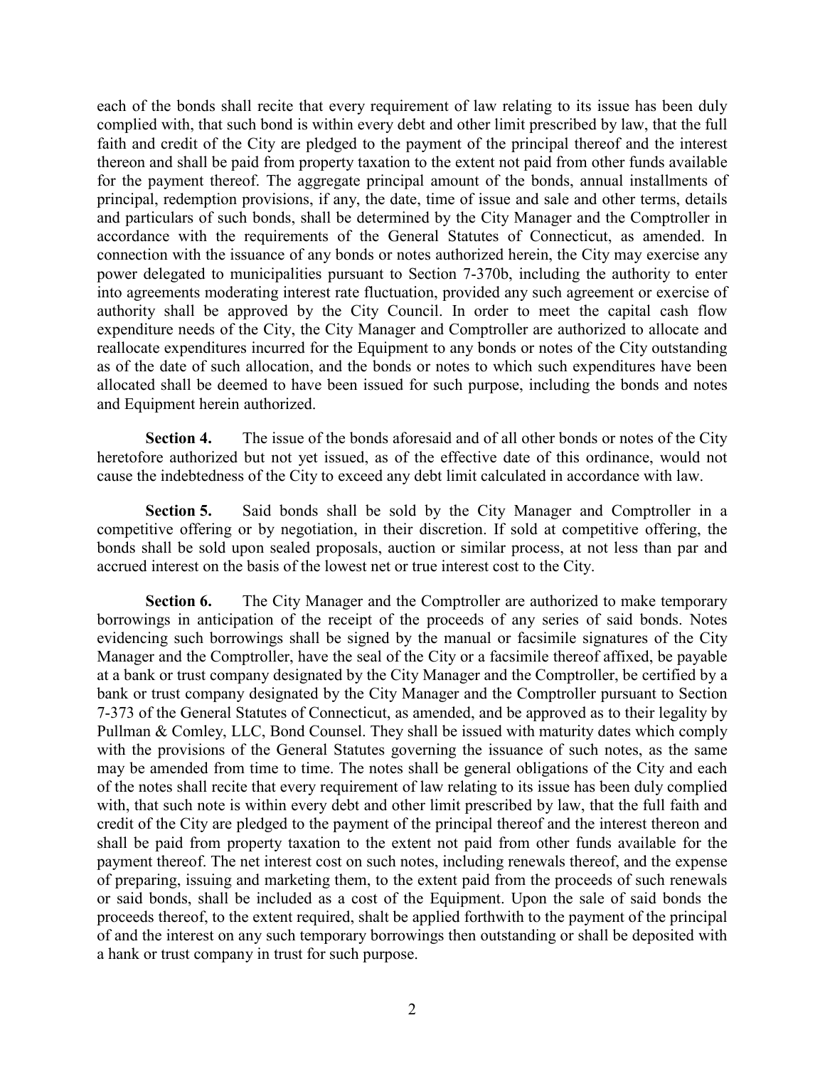each of the bonds shall recite that every requirement of law relating to its issue has been duly complied with, that such bond is within every debt and other limit prescribed by law, that the full faith and credit of the City are pledged to the payment of the principal thereof and the interest thereon and shall be paid from property taxation to the extent not paid from other funds available for the payment thereof. The aggregate principal amount of the bonds, annual installments of principal, redemption provisions, if any, the date, time of issue and sale and other terms, details and particulars of such bonds, shall be determined by the City Manager and the Comptroller in accordance with the requirements of the General Statutes of Connecticut, as amended. In connection with the issuance of any bonds or notes authorized herein, the City may exercise any power delegated to municipalities pursuant to Section 7-370b, including the authority to enter into agreements moderating interest rate fluctuation, provided any such agreement or exercise of authority shall be approved by the City Council. In order to meet the capital cash flow expenditure needs of the City, the City Manager and Comptroller are authorized to allocate and reallocate expenditures incurred for the Equipment to any bonds or notes of the City outstanding as of the date of such allocation, and the bonds or notes to which such expenditures have been allocated shall be deemed to have been issued for such purpose, including the bonds and notes and Equipment herein authorized.

**Section 4.** The issue of the bonds aforesaid and of all other bonds or notes of the City heretofore authorized but not yet issued, as of the effective date of this ordinance, would not cause the indebtedness of the City to exceed any debt limit calculated in accordance with law.

**Section 5.** Said bonds shall be sold by the City Manager and Comptroller in a competitive offering or by negotiation, in their discretion. If sold at competitive offering, the bonds shall be sold upon sealed proposals, auction or similar process, at not less than par and accrued interest on the basis of the lowest net or true interest cost to the City.

**Section 6.** The City Manager and the Comptroller are authorized to make temporary borrowings in anticipation of the receipt of the proceeds of any series of said bonds. Notes evidencing such borrowings shall be signed by the manual or facsimile signatures of the City Manager and the Comptroller, have the seal of the City or a facsimile thereof affixed, be payable at a bank or trust company designated by the City Manager and the Comptroller, be certified by a bank or trust company designated by the City Manager and the Comptroller pursuant to Section 7-373 of the General Statutes of Connecticut, as amended, and be approved as to their legality by Pullman & Comley, LLC, Bond Counsel. They shall be issued with maturity dates which comply with the provisions of the General Statutes governing the issuance of such notes, as the same may be amended from time to time. The notes shall be general obligations of the City and each of the notes shall recite that every requirement of law relating to its issue has been duly complied with, that such note is within every debt and other limit prescribed by law, that the full faith and credit of the City are pledged to the payment of the principal thereof and the interest thereon and shall be paid from property taxation to the extent not paid from other funds available for the payment thereof. The net interest cost on such notes, including renewals thereof, and the expense of preparing, issuing and marketing them, to the extent paid from the proceeds of such renewals or said bonds, shall be included as a cost of the Equipment. Upon the sale of said bonds the proceeds thereof, to the extent required, shalt be applied forthwith to the payment of the principal of and the interest on any such temporary borrowings then outstanding or shall be deposited with a hank or trust company in trust for such purpose.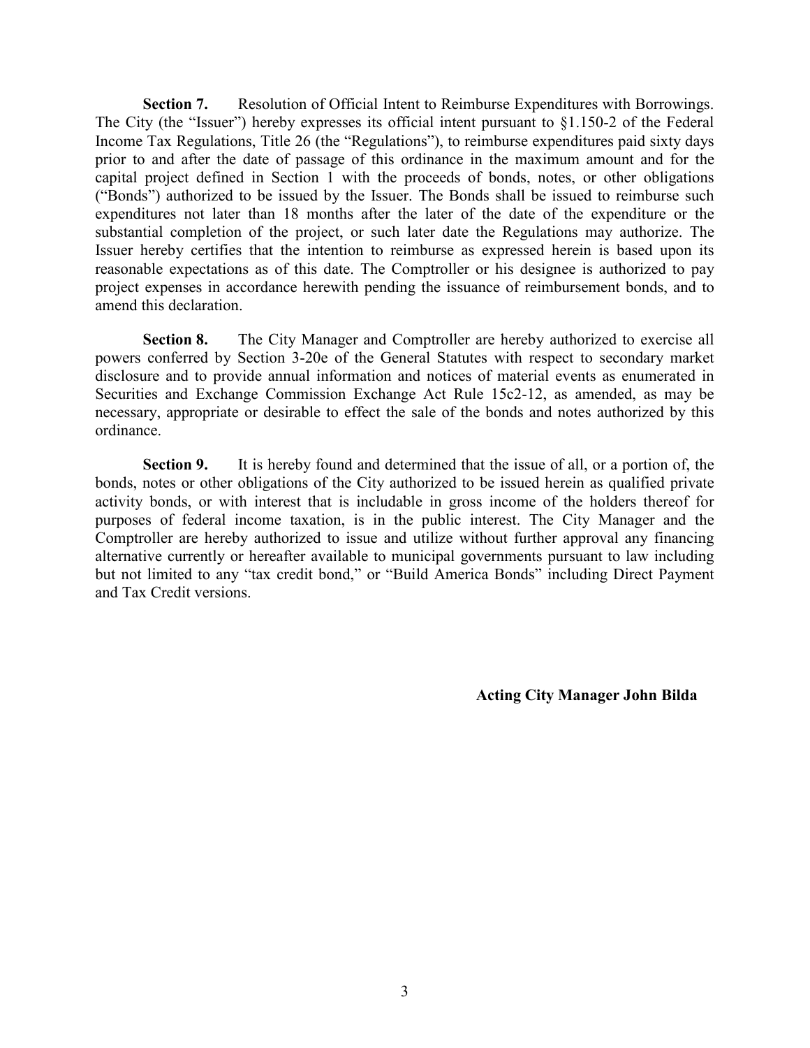**Section 7.** Resolution of Official Intent to Reimburse Expenditures with Borrowings. The City (the "Issuer") hereby expresses its official intent pursuant to §1.150-2 of the Federal Income Tax Regulations, Title 26 (the "Regulations"), to reimburse expenditures paid sixty days prior to and after the date of passage of this ordinance in the maximum amount and for the capital project defined in Section 1 with the proceeds of bonds, notes, or other obligations ("Bonds") authorized to be issued by the Issuer. The Bonds shall be issued to reimburse such expenditures not later than 18 months after the later of the date of the expenditure or the substantial completion of the project, or such later date the Regulations may authorize. The Issuer hereby certifies that the intention to reimburse as expressed herein is based upon its reasonable expectations as of this date. The Comptroller or his designee is authorized to pay project expenses in accordance herewith pending the issuance of reimbursement bonds, and to amend this declaration.

**Section 8.** The City Manager and Comptroller are hereby authorized to exercise all powers conferred by Section 3-20e of the General Statutes with respect to secondary market disclosure and to provide annual information and notices of material events as enumerated in Securities and Exchange Commission Exchange Act Rule 15c2-12, as amended, as may be necessary, appropriate or desirable to effect the sale of the bonds and notes authorized by this ordinance.

**Section 9.** It is hereby found and determined that the issue of all, or a portion of, the bonds, notes or other obligations of the City authorized to be issued herein as qualified private activity bonds, or with interest that is includable in gross income of the holders thereof for purposes of federal income taxation, is in the public interest. The City Manager and the Comptroller are hereby authorized to issue and utilize without further approval any financing alternative currently or hereafter available to municipal governments pursuant to law including but not limited to any "tax credit bond," or "Build America Bonds" including Direct Payment and Tax Credit versions.

**Acting City Manager John Bilda**